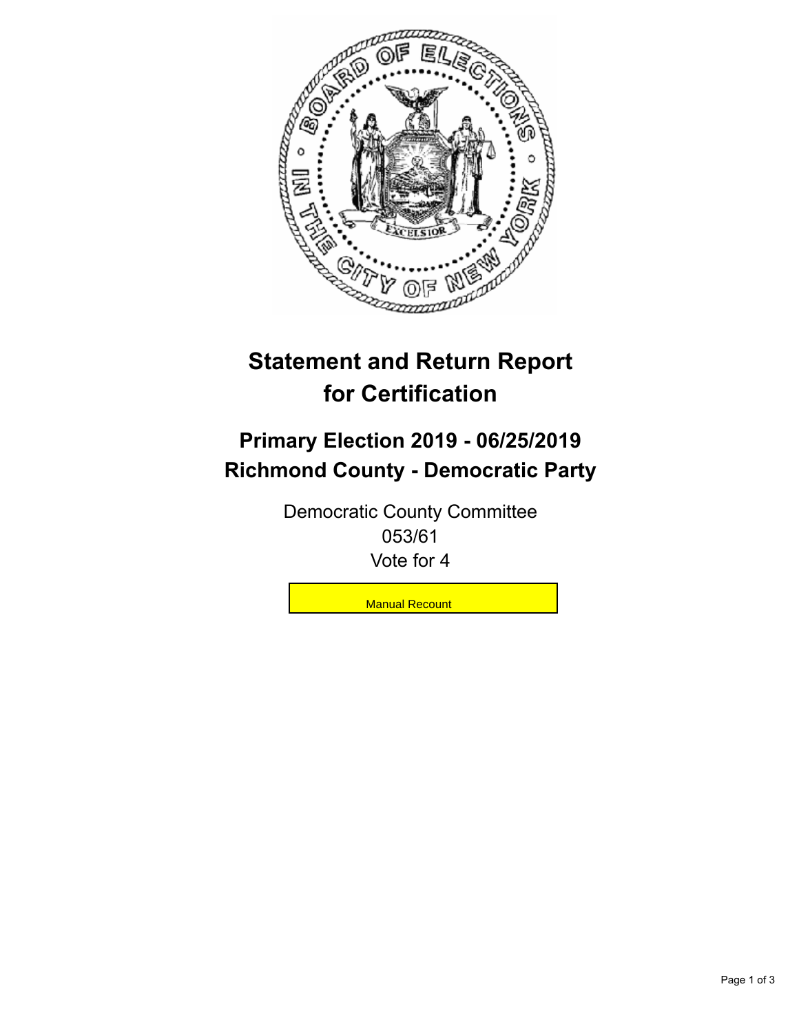# Statement and Return Report for Certification

## Primary Election 2019 - 06/25/2019
## Richmond County - Democratic Party

Democratic County Committee
053/61
Vote for 4

Manual Recount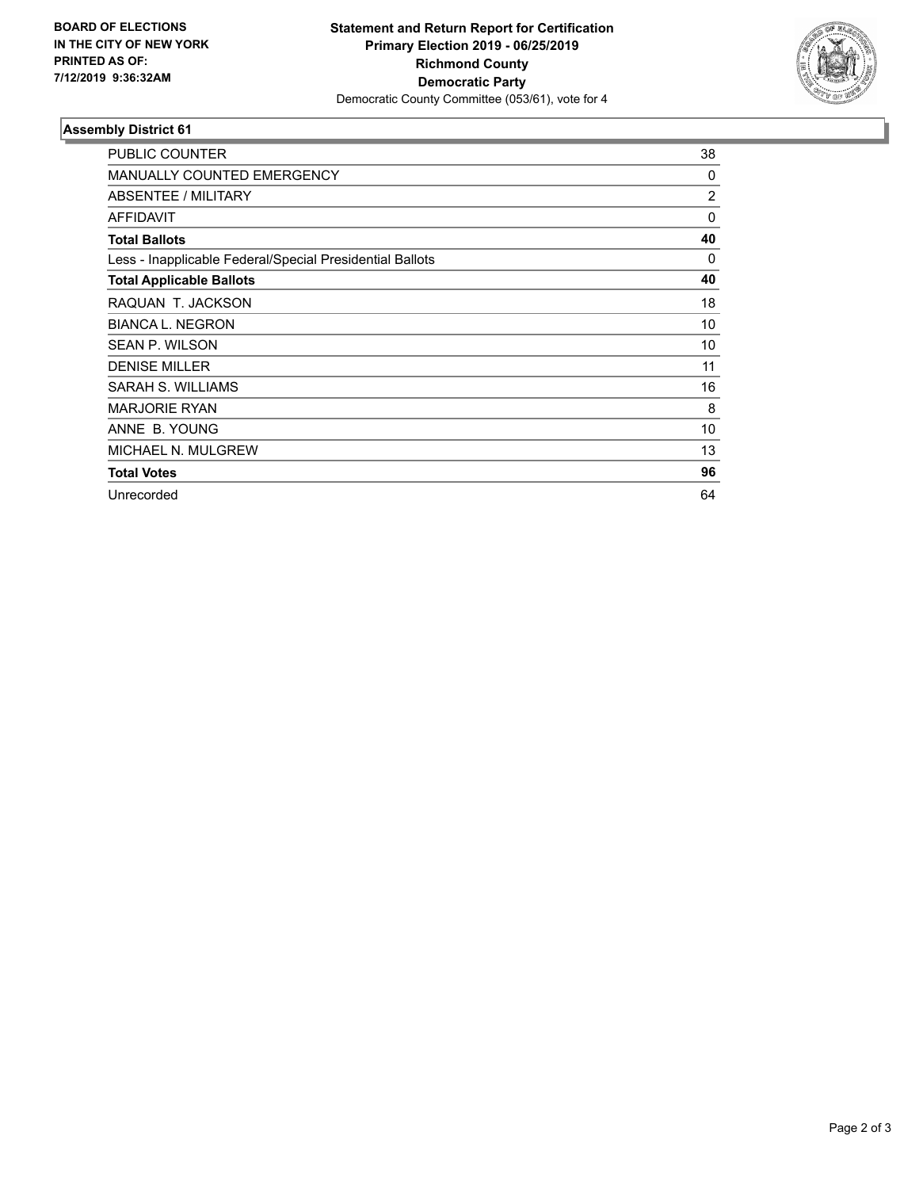**BOARD OF ELECTIONS IN THE CITY OF NEW YORK PRINTED AS OF: 7/12/2019 9:36:32AM**

# Statement and Return Report for Certification
## Primary Election 2019 - 06/25/2019
## Richmond County
## Democratic Party

Democratic County Committee (053/61), vote for 4

### Assembly District 61

| | |
|---|---|
| PUBLIC COUNTER | 38 |
| MANUALLY COUNTED EMERGENCY | 0 |
| ABSENTEE / MILITARY | 2 |
| AFFIDAVIT | 0 |
| **Total Ballots** | **40** |
| Less - Inapplicable Federal/Special Presidential Ballots | 0 |
| **Total Applicable Ballots** | **40** |
| RAQUAN T. JACKSON | 18 |
| BIANCA L. NEGRON | 10 |
| SEAN P. WILSON | 10 |
| DENISE MILLER | 11 |
| SARAH S. WILLIAMS | 16 |
| MARJORIE RYAN | 8 |
| ANNE B. YOUNG | 10 |
| MICHAEL N. MULGREW | 13 |
| **Total Votes** | **96** |
| Unrecorded | 64 |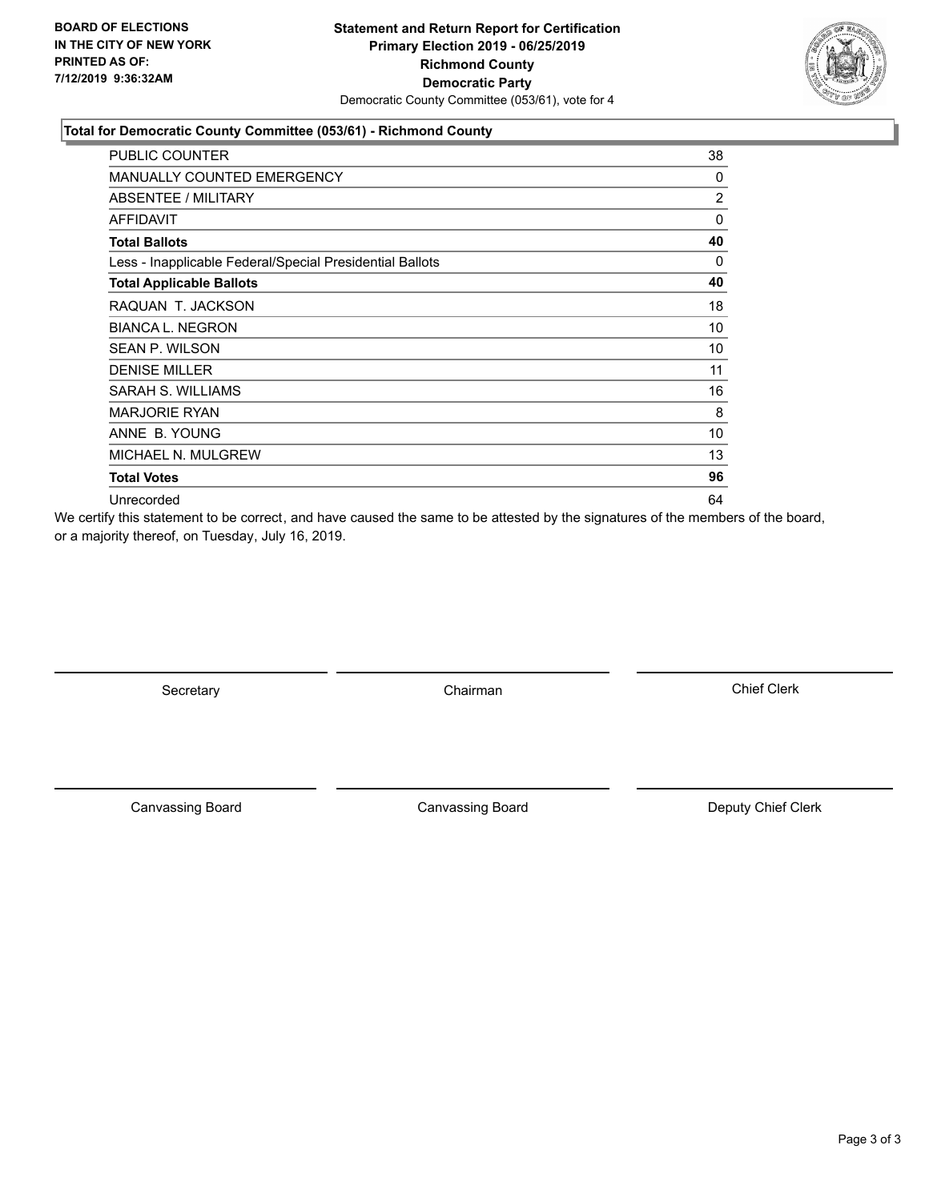**BOARD OF ELECTIONS**
**IN THE CITY OF NEW YORK**
**PRINTED AS OF:**
**7/12/2019 9:36:32AM**

**Statement and Return Report for Certification**
**Primary Election 2019 - 06/25/2019**
**Richmond County**
**Democratic Party**
Democratic County Committee (053/61), vote for 4

**Total for Democratic County Committee (053/61) - Richmond County**

| | |
|---|---|
| PUBLIC COUNTER | 38 |
| MANUALLY COUNTED EMERGENCY | 0 |
| ABSENTEE / MILITARY | 2 |
| AFFIDAVIT | 0 |
| **Total Ballots** | **40** |
| Less - Inapplicable Federal/Special Presidential Ballots | 0 |
| **Total Applicable Ballots** | **40** |
| RAQUAN T. JACKSON | 18 |
| BIANCA L. NEGRON | 10 |
| SEAN P. WILSON | 10 |
| DENISE MILLER | 11 |
| SARAH S. WILLIAMS | 16 |
| MARJORIE RYAN | 8 |
| ANNE B. YOUNG | 10 |
| MICHAEL N. MULGREW | 13 |
| **Total Votes** | **96** |
| Unrecorded | 64 |

We certify this statement to be correct, and have caused the same to be attested by the signatures of the members of the board, or a majority thereof, on Tuesday, July 16, 2019.

Secretary

Chairman

Chief Clerk

Canvassing Board

Canvassing Board

Deputy Chief Clerk